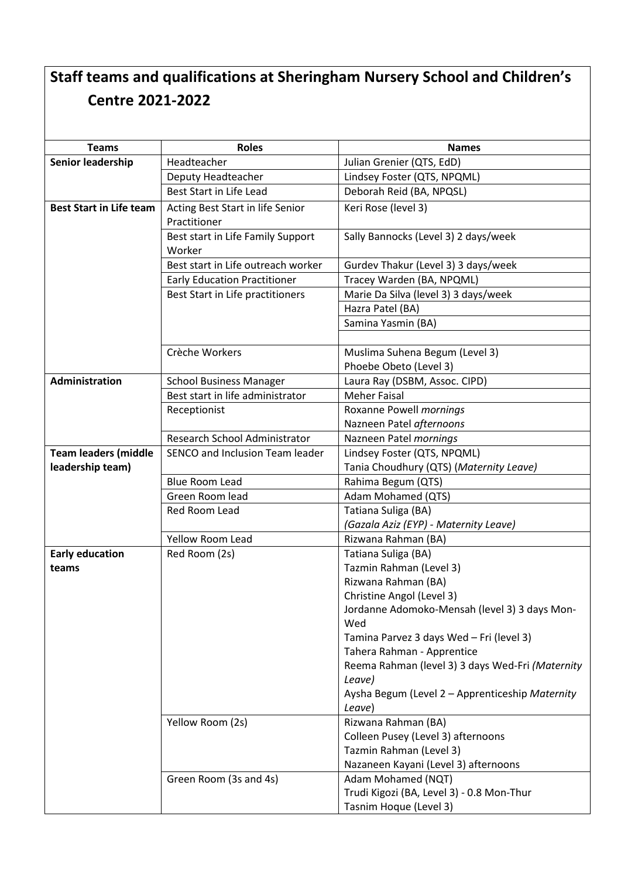# Staff teams and qualifications at Sheringham Nursery School and Children's Centre 2021-2022

| Teams | Roles | Names |
| --- | --- | --- |
| **Senior leadership** | Headteacher | Julian Grenier (QTS, EdD) |
| | Deputy Headteacher | Lindsey Foster (QTS, NPQML) |
| | Best Start in Life Lead | Deborah Reid (BA, NPQSL) |
| **Best Start in Life team** | Acting Best Start in life Senior Practitioner | Keri Rose (level 3) |
| | Best start in Life Family Support Worker | Sally Bannocks (Level 3) 2 days/week |
| | Best start in Life outreach worker | Gurdev Thakur (Level 3) 3 days/week |
| | Early Education Practitioner | Tracey Warden (BA, NPQML) |
| | Best Start in Life practitioners | Marie Da Silva (level 3) 3 days/week |
| | | Hazra Patel (BA) |
| | | Samina Yasmin (BA) |
| | | |
| | Crèche Workers | Muslima Suhena Begum (Level 3)<br>Phoebe Obeto (Level 3) |
| **Administration** | School Business Manager | Laura Ray (DSBM, Assoc. CIPD) |
| | Best start in life administrator | Meher Faisal |
| | Receptionist | Roxanne Powell *mornings*<br>Nazneen Patel *afternoons* |
| | Research School Administrator | Nazneen Patel *mornings* |
| **Team leaders (middle leadership team)** | SENCO and Inclusion Team leader | Lindsey Foster (QTS, NPQML)<br>Tania Choudhury (QTS) (*Maternity Leave)* |
| | Blue Room Lead | Rahima Begum (QTS) |
| | Green Room lead | Adam Mohamed (QTS) |
| | Red Room Lead | Tatiana Suliga (BA)<br>*(Gazala Aziz (EYP) - Maternity Leave)* |
| | Yellow Room Lead | Rizwana Rahman (BA) |
| **Early education teams** | Red Room (2s) | Tatiana Suliga (BA)<br>Tazmin Rahman (Level 3)<br>Rizwana Rahman (BA)<br>Christine Angol (Level 3)<br>Jordanne Adomoko-Mensah (level 3) 3 days Mon-Wed<br>Tamina Parvez 3 days Wed – Fri (level 3)<br>Tahera Rahman - Apprentice<br>Reema Rahman (level 3) 3 days Wed-Fri *(Maternity Leave)*<br>Aysha Begum (Level 2 – Apprenticeship *Maternity Leave*) |
| | Yellow Room (2s) | Rizwana Rahman (BA)<br>Colleen Pusey (Level 3) afternoons<br>Tazmin Rahman (Level 3)<br>Nazaneen Kayani (Level 3) afternoons |
| | Green Room (3s and 4s) | Adam Mohamed (NQT)<br>Trudi Kigozi (BA, Level 3) - 0.8 Mon-Thur<br>Tasnim Hoque (Level 3) |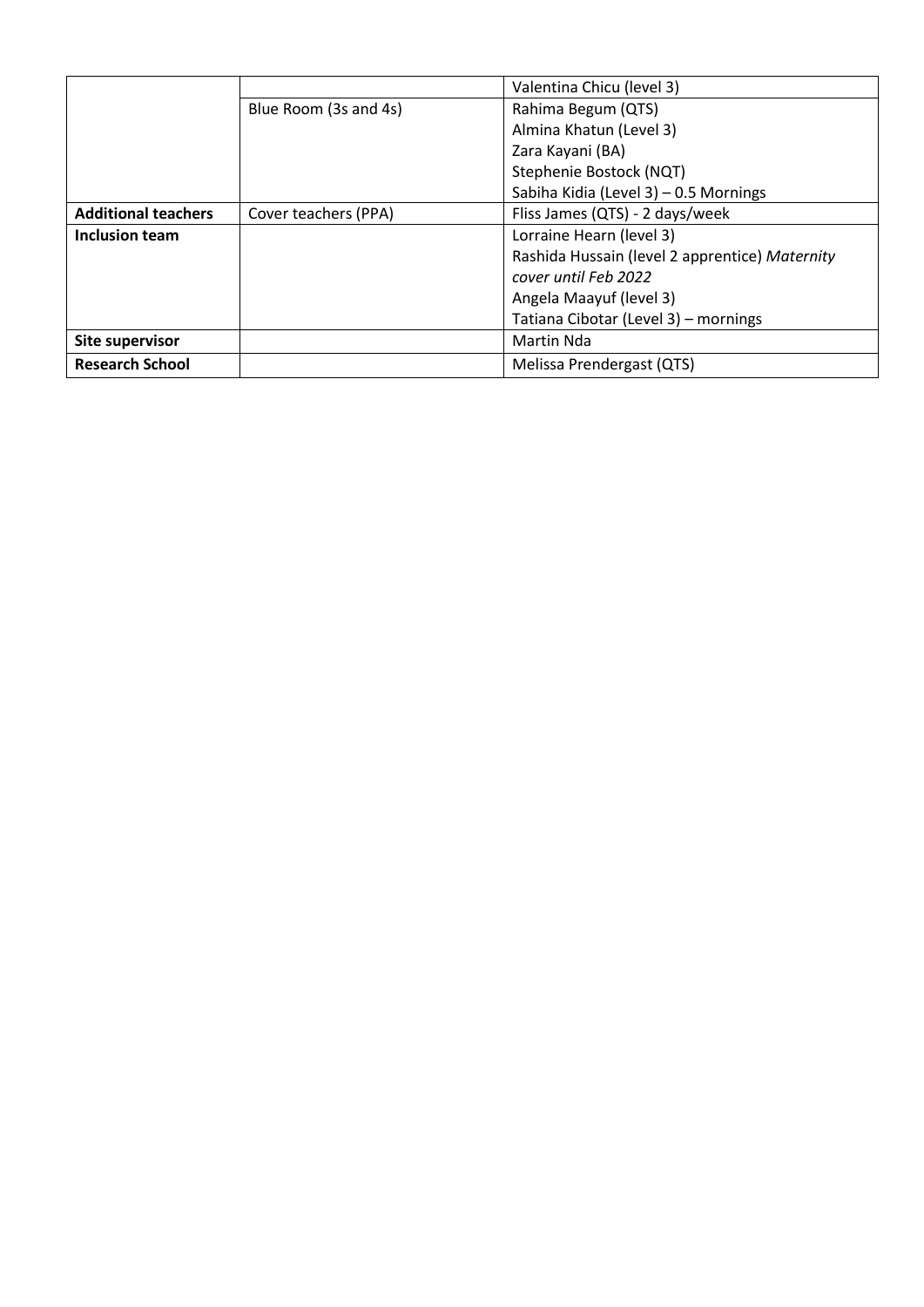| | | |
|---|---|---|
| | | Valentina Chicu (level 3) |
| | Blue Room (3s and 4s) | Rahima Begum (QTS)<br>Almina Khatun (Level 3)<br>Zara Kayani (BA)<br>Stephenie Bostock (NQT)<br>Sabiha Kidia (Level 3) – 0.5 Mornings |
| **Additional teachers** | Cover teachers (PPA) | Fliss James (QTS) - 2 days/week |
| **Inclusion team** | | Lorraine Hearn (level 3)<br>Rashida Hussain (level 2 apprentice) *Maternity cover until Feb 2022*<br>Angela Maayuf (level 3)<br>Tatiana Cibotar (Level 3) – mornings |
| **Site supervisor** | | Martin Nda |
| **Research School** | | Melissa Prendergast (QTS) |